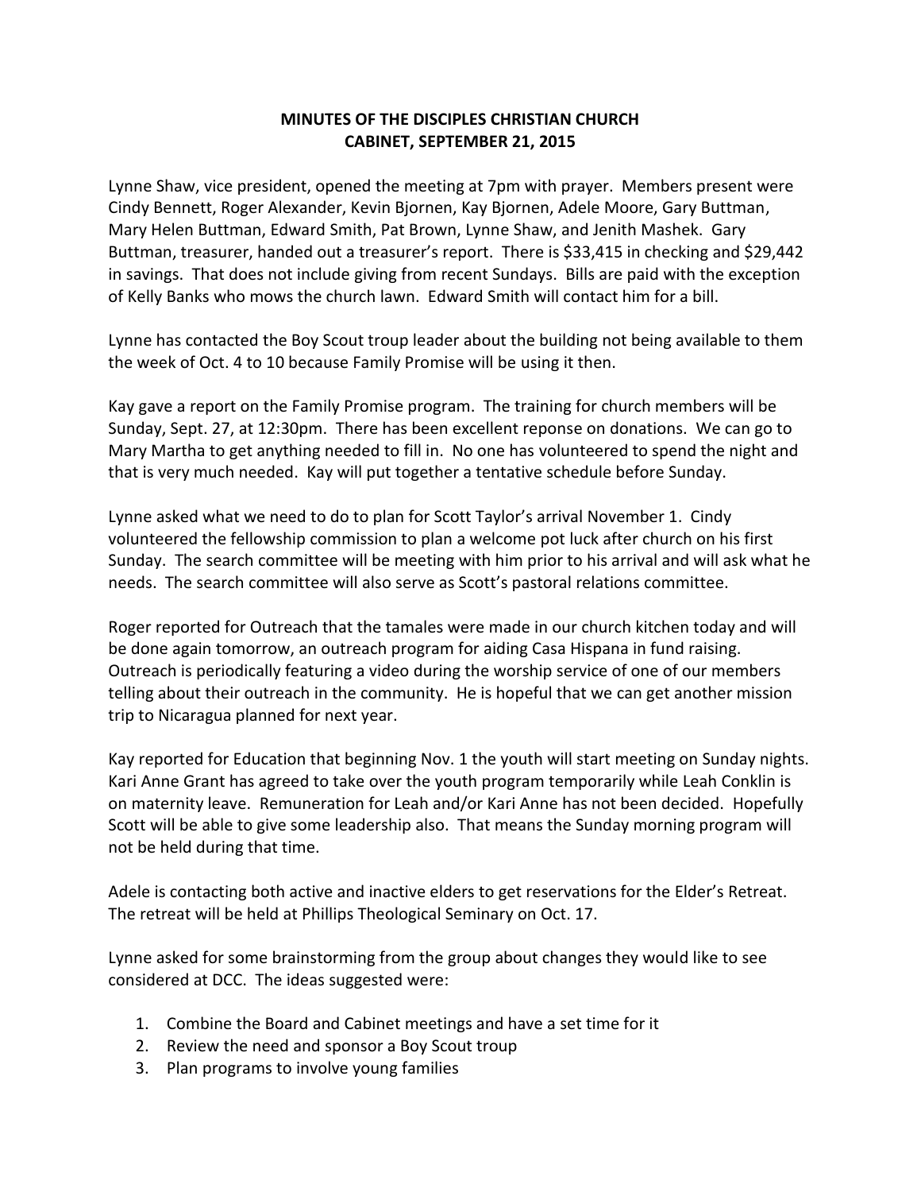# MINUTES OF THE DISCIPLES CHRISTIAN CHURCH
# CABINET, SEPTEMBER 21, 2015

Lynne Shaw, vice president, opened the meeting at 7pm with prayer. Members present were Cindy Bennett, Roger Alexander, Kevin Bjornen, Kay Bjornen, Adele Moore, Gary Buttman, Mary Helen Buttman, Edward Smith, Pat Brown, Lynne Shaw, and Jenith Mashek. Gary Buttman, treasurer, handed out a treasurer's report. There is $33,415 in checking and $29,442 in savings. That does not include giving from recent Sundays. Bills are paid with the exception of Kelly Banks who mows the church lawn. Edward Smith will contact him for a bill.

Lynne has contacted the Boy Scout troup leader about the building not being available to them the week of Oct. 4 to 10 because Family Promise will be using it then.

Kay gave a report on the Family Promise program. The training for church members will be Sunday, Sept. 27, at 12:30pm. There has been excellent reponse on donations. We can go to Mary Martha to get anything needed to fill in. No one has volunteered to spend the night and that is very much needed. Kay will put together a tentative schedule before Sunday.

Lynne asked what we need to do to plan for Scott Taylor's arrival November 1. Cindy volunteered the fellowship commission to plan a welcome pot luck after church on his first Sunday. The search committee will be meeting with him prior to his arrival and will ask what he needs. The search committee will also serve as Scott's pastoral relations committee.

Roger reported for Outreach that the tamales were made in our church kitchen today and will be done again tomorrow, an outreach program for aiding Casa Hispana in fund raising. Outreach is periodically featuring a video during the worship service of one of our members telling about their outreach in the community. He is hopeful that we can get another mission trip to Nicaragua planned for next year.

Kay reported for Education that beginning Nov. 1 the youth will start meeting on Sunday nights. Kari Anne Grant has agreed to take over the youth program temporarily while Leah Conklin is on maternity leave. Remuneration for Leah and/or Kari Anne has not been decided. Hopefully Scott will be able to give some leadership also. That means the Sunday morning program will not be held during that time.

Adele is contacting both active and inactive elders to get reservations for the Elder's Retreat. The retreat will be held at Phillips Theological Seminary on Oct. 17.

Lynne asked for some brainstorming from the group about changes they would like to see considered at DCC. The ideas suggested were:

1. Combine the Board and Cabinet meetings and have a set time for it
2. Review the need and sponsor a Boy Scout troup
3. Plan programs to involve young families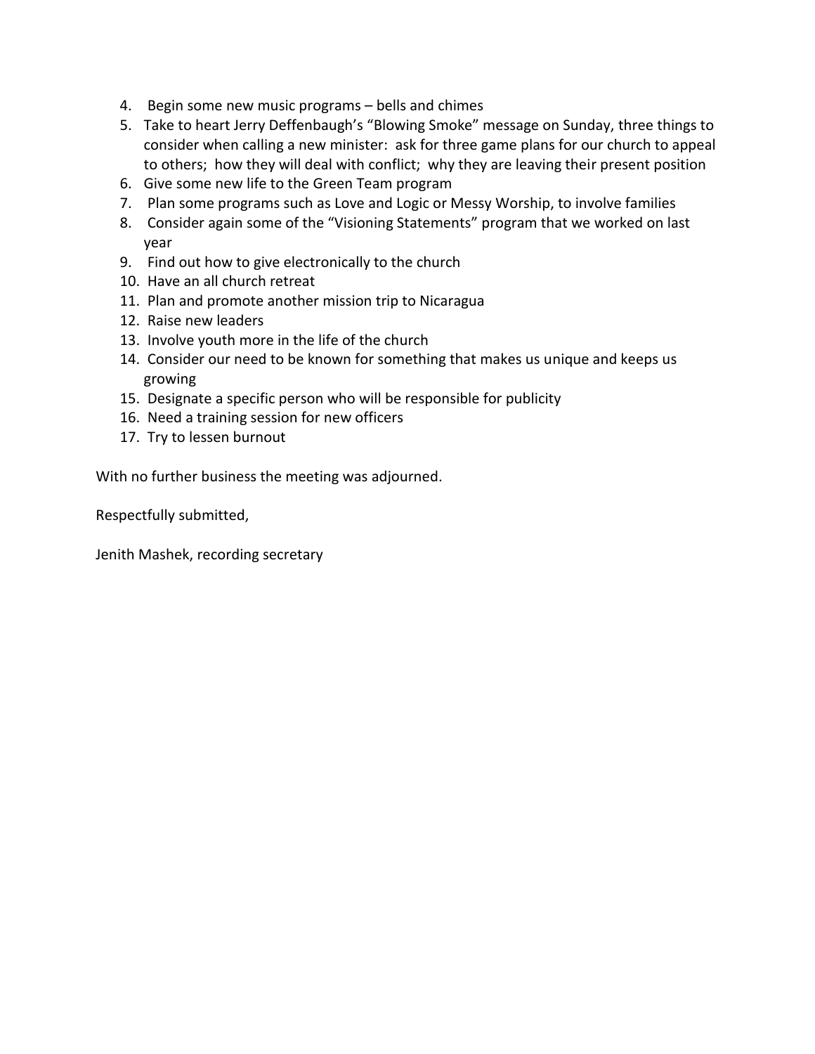4. Begin some new music programs – bells and chimes
5. Take to heart Jerry Deffenbaugh's "Blowing Smoke" message on Sunday, three things to consider when calling a new minister: ask for three game plans for our church to appeal to others; how they will deal with conflict; why they are leaving their present position
6. Give some new life to the Green Team program
7. Plan some programs such as Love and Logic or Messy Worship, to involve families
8. Consider again some of the "Visioning Statements" program that we worked on last year
9. Find out how to give electronically to the church
10. Have an all church retreat
11. Plan and promote another mission trip to Nicaragua
12. Raise new leaders
13. Involve youth more in the life of the church
14. Consider our need to be known for something that makes us unique and keeps us growing
15. Designate a specific person who will be responsible for publicity
16. Need a training session for new officers
17. Try to lessen burnout

With no further business the meeting was adjourned.

Respectfully submitted,

Jenith Mashek, recording secretary